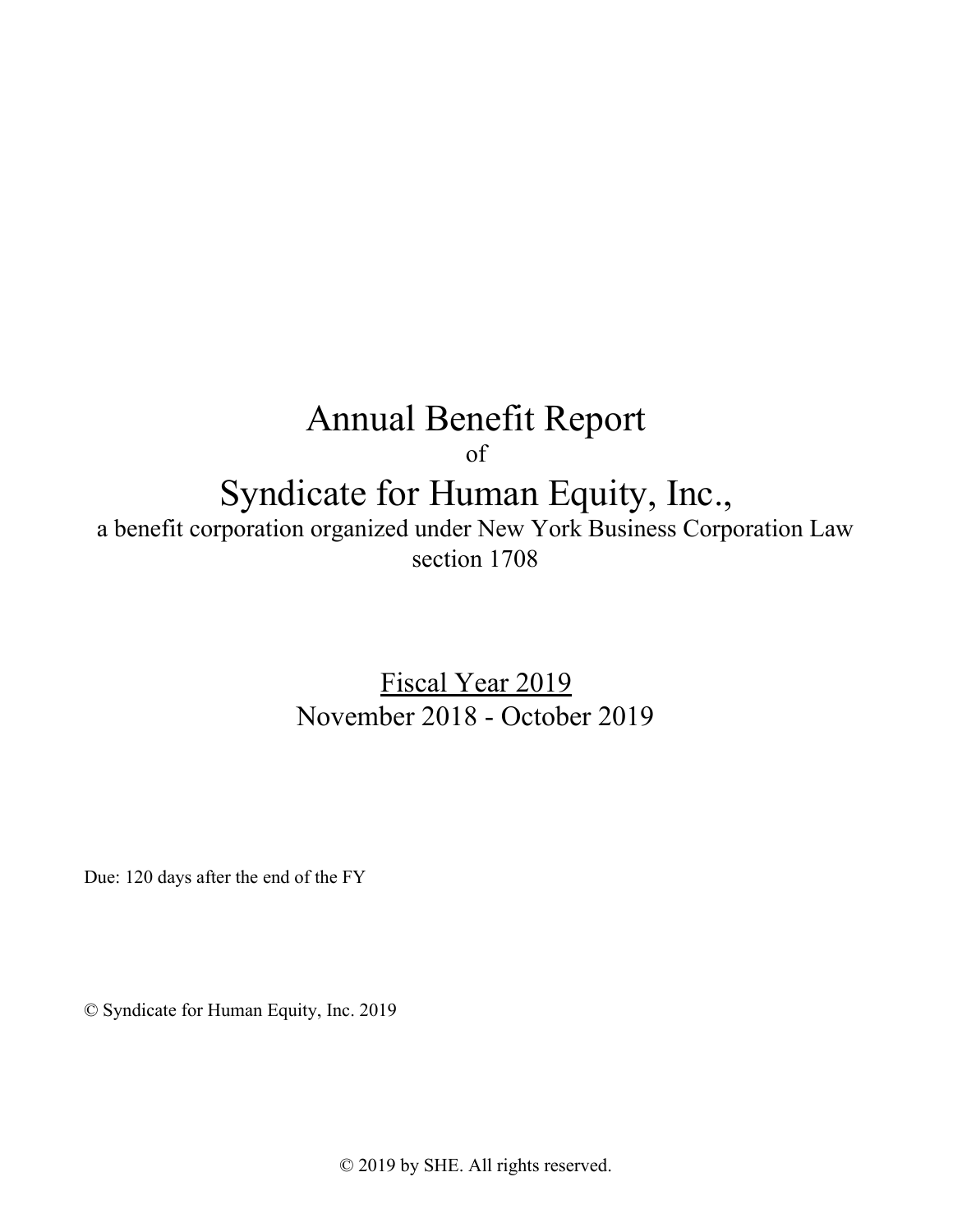# Annual Benefit Report

of

# Syndicate for Human Equity, Inc.,

a benefit corporation organized under New York Business Corporation Law section 1708

<u>Fiscal Year 2019</u>

November 2018 - October 2019

Due: 120 days after the end of the FY

© Syndicate for Human Equity, Inc. 2019

© 2019 by SHE. All rights reserved.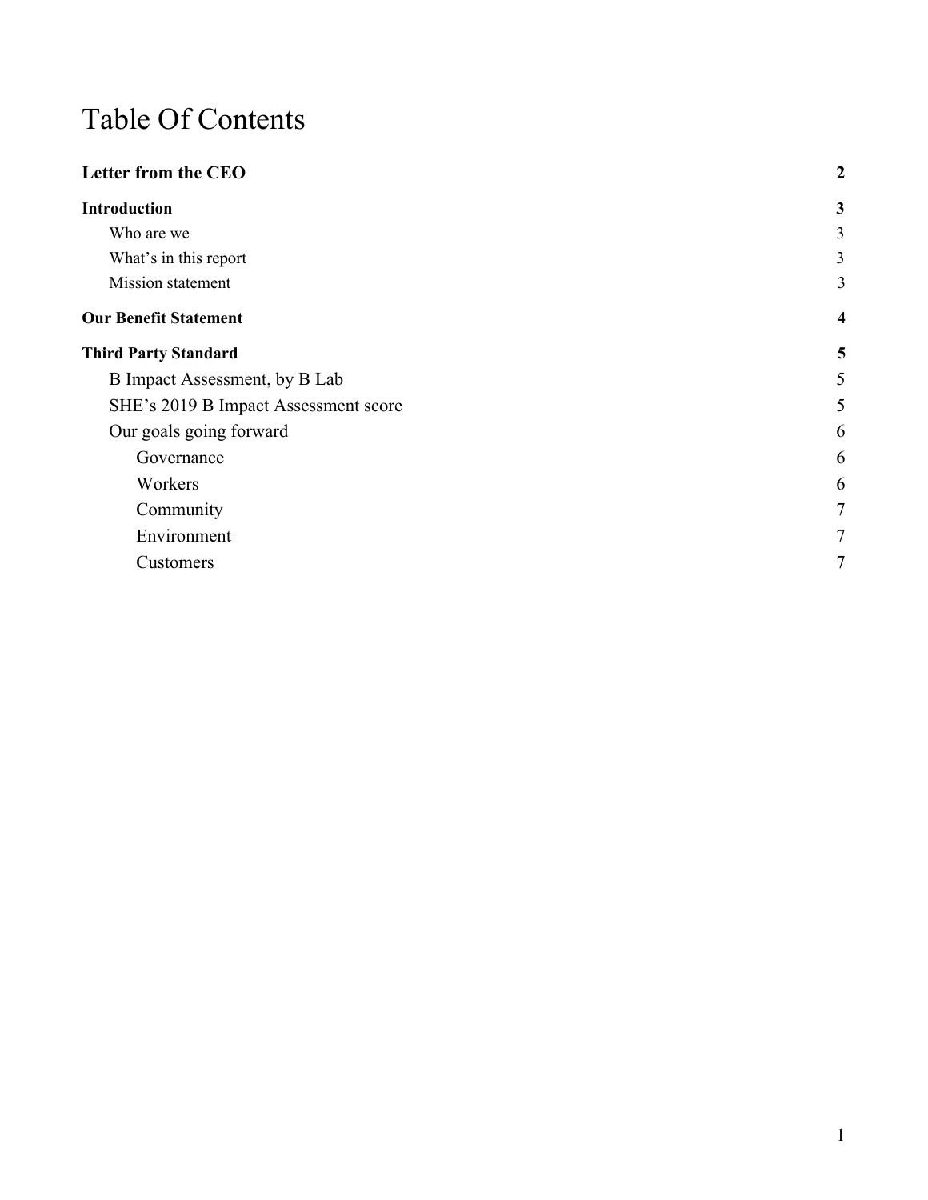# Table Of Contents

| | |
|---|---|
| **Letter from the CEO** | **2** |
| **Introduction** | **3** |
| Who are we | 3 |
| What's in this report | 3 |
| Mission statement | 3 |
| **Our Benefit Statement** | **4** |
| **Third Party Standard** | **5** |
| B Impact Assessment, by B Lab | 5 |
| SHE's 2019 B Impact Assessment score | 5 |
| Our goals going forward | 6 |
| Governance | 6 |
| Workers | 6 |
| Community | 7 |
| Environment | 7 |
| Customers | 7 |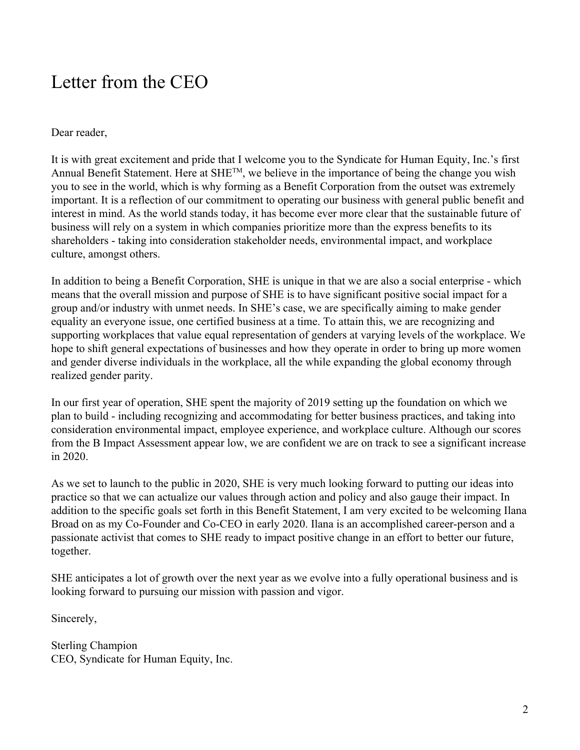# Letter from the CEO

Dear reader,

It is with great excitement and pride that I welcome you to the Syndicate for Human Equity, Inc.'s first Annual Benefit Statement. Here at SHE™, we believe in the importance of being the change you wish you to see in the world, which is why forming as a Benefit Corporation from the outset was extremely important. It is a reflection of our commitment to operating our business with general public benefit and interest in mind. As the world stands today, it has become ever more clear that the sustainable future of business will rely on a system in which companies prioritize more than the express benefits to its shareholders - taking into consideration stakeholder needs, environmental impact, and workplace culture, amongst others.

In addition to being a Benefit Corporation, SHE is unique in that we are also a social enterprise - which means that the overall mission and purpose of SHE is to have significant positive social impact for a group and/or industry with unmet needs. In SHE's case, we are specifically aiming to make gender equality an everyone issue, one certified business at a time. To attain this, we are recognizing and supporting workplaces that value equal representation of genders at varying levels of the workplace. We hope to shift general expectations of businesses and how they operate in order to bring up more women and gender diverse individuals in the workplace, all the while expanding the global economy through realized gender parity.

In our first year of operation, SHE spent the majority of 2019 setting up the foundation on which we plan to build - including recognizing and accommodating for better business practices, and taking into consideration environmental impact, employee experience, and workplace culture. Although our scores from the B Impact Assessment appear low, we are confident we are on track to see a significant increase in 2020.

As we set to launch to the public in 2020, SHE is very much looking forward to putting our ideas into practice so that we can actualize our values through action and policy and also gauge their impact. In addition to the specific goals set forth in this Benefit Statement, I am very excited to be welcoming Ilana Broad on as my Co-Founder and Co-CEO in early 2020. Ilana is an accomplished career-person and a passionate activist that comes to SHE ready to impact positive change in an effort to better our future, together.

SHE anticipates a lot of growth over the next year as we evolve into a fully operational business and is looking forward to pursuing our mission with passion and vigor.

Sincerely,

Sterling Champion
CEO, Syndicate for Human Equity, Inc.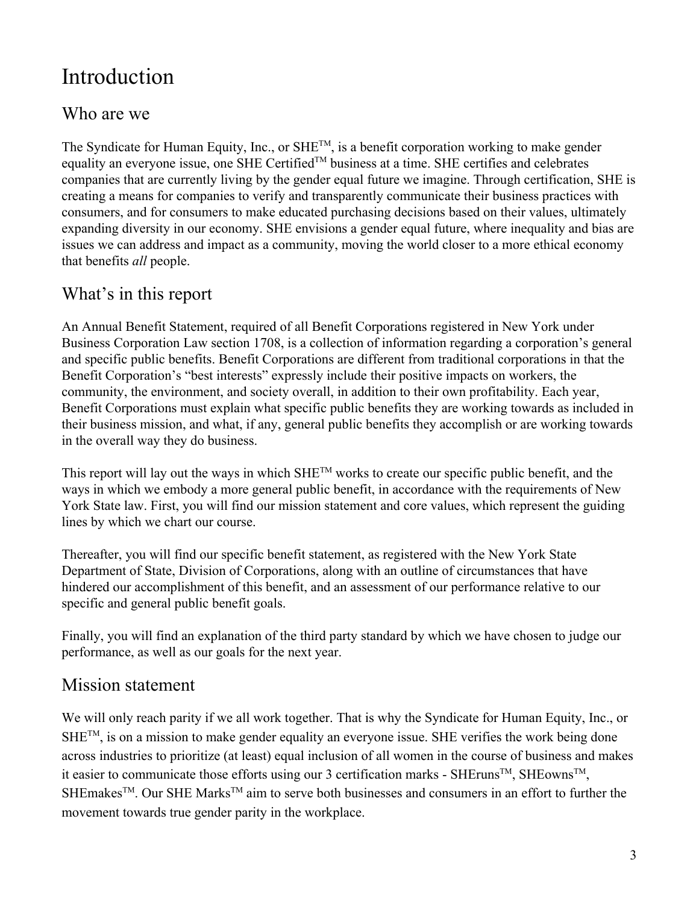# Introduction

## Who are we

The Syndicate for Human Equity, Inc., or SHE™, is a benefit corporation working to make gender equality an everyone issue, one SHE Certified™ business at a time. SHE certifies and celebrates companies that are currently living by the gender equal future we imagine. Through certification, SHE is creating a means for companies to verify and transparently communicate their business practices with consumers, and for consumers to make educated purchasing decisions based on their values, ultimately expanding diversity in our economy. SHE envisions a gender equal future, where inequality and bias are issues we can address and impact as a community, moving the world closer to a more ethical economy that benefits *all* people.

## What's in this report

An Annual Benefit Statement, required of all Benefit Corporations registered in New York under Business Corporation Law section 1708, is a collection of information regarding a corporation's general and specific public benefits. Benefit Corporations are different from traditional corporations in that the Benefit Corporation's "best interests" expressly include their positive impacts on workers, the community, the environment, and society overall, in addition to their own profitability. Each year, Benefit Corporations must explain what specific public benefits they are working towards as included in their business mission, and what, if any, general public benefits they accomplish or are working towards in the overall way they do business.

This report will lay out the ways in which SHE™ works to create our specific public benefit, and the ways in which we embody a more general public benefit, in accordance with the requirements of New York State law. First, you will find our mission statement and core values, which represent the guiding lines by which we chart our course.

Thereafter, you will find our specific benefit statement, as registered with the New York State Department of State, Division of Corporations, along with an outline of circumstances that have hindered our accomplishment of this benefit, and an assessment of our performance relative to our specific and general public benefit goals.

Finally, you will find an explanation of the third party standard by which we have chosen to judge our performance, as well as our goals for the next year.

## Mission statement

We will only reach parity if we all work together. That is why the Syndicate for Human Equity, Inc., or SHE™, is on a mission to make gender equality an everyone issue. SHE verifies the work being done across industries to prioritize (at least) equal inclusion of all women in the course of business and makes it easier to communicate those efforts using our 3 certification marks - SHEruns™, SHEowns™, SHEmakes™. Our SHE Marks™ aim to serve both businesses and consumers in an effort to further the movement towards true gender parity in the workplace.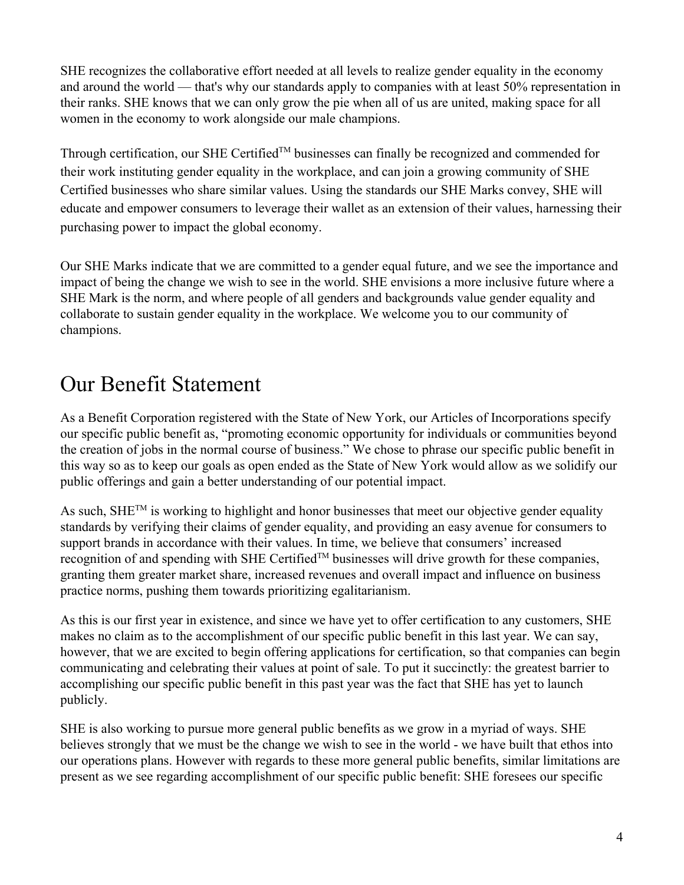SHE recognizes the collaborative effort needed at all levels to realize gender equality in the economy and around the world — that's why our standards apply to companies with at least 50% representation in their ranks. SHE knows that we can only grow the pie when all of us are united, making space for all women in the economy to work alongside our male champions.

Through certification, our SHE Certified™ businesses can finally be recognized and commended for their work instituting gender equality in the workplace, and can join a growing community of SHE Certified businesses who share similar values. Using the standards our SHE Marks convey, SHE will educate and empower consumers to leverage their wallet as an extension of their values, harnessing their purchasing power to impact the global economy.

Our SHE Marks indicate that we are committed to a gender equal future, and we see the importance and impact of being the change we wish to see in the world. SHE envisions a more inclusive future where a SHE Mark is the norm, and where people of all genders and backgrounds value gender equality and collaborate to sustain gender equality in the workplace. We welcome you to our community of champions.

# Our Benefit Statement

As a Benefit Corporation registered with the State of New York, our Articles of Incorporations specify our specific public benefit as, "promoting economic opportunity for individuals or communities beyond the creation of jobs in the normal course of business." We chose to phrase our specific public benefit in this way so as to keep our goals as open ended as the State of New York would allow as we solidify our public offerings and gain a better understanding of our potential impact.

As such, SHE™ is working to highlight and honor businesses that meet our objective gender equality standards by verifying their claims of gender equality, and providing an easy avenue for consumers to support brands in accordance with their values. In time, we believe that consumers' increased recognition of and spending with SHE Certified™ businesses will drive growth for these companies, granting them greater market share, increased revenues and overall impact and influence on business practice norms, pushing them towards prioritizing egalitarianism.

As this is our first year in existence, and since we have yet to offer certification to any customers, SHE makes no claim as to the accomplishment of our specific public benefit in this last year. We can say, however, that we are excited to begin offering applications for certification, so that companies can begin communicating and celebrating their values at point of sale. To put it succinctly: the greatest barrier to accomplishing our specific public benefit in this past year was the fact that SHE has yet to launch publicly.

SHE is also working to pursue more general public benefits as we grow in a myriad of ways. SHE believes strongly that we must be the change we wish to see in the world - we have built that ethos into our operations plans. However with regards to these more general public benefits, similar limitations are present as we see regarding accomplishment of our specific public benefit: SHE foresees our specific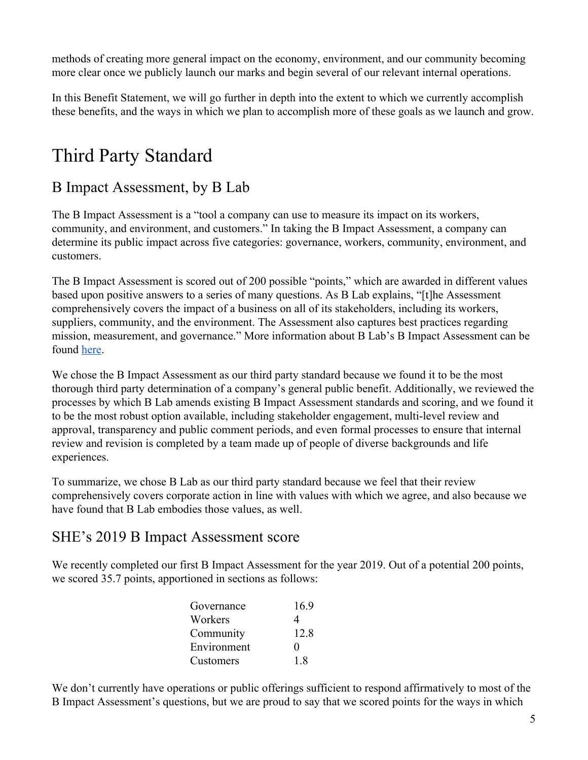methods of creating more general impact on the economy, environment, and our community becoming more clear once we publicly launch our marks and begin several of our relevant internal operations.

In this Benefit Statement, we will go further in depth into the extent to which we currently accomplish these benefits, and the ways in which we plan to accomplish more of these goals as we launch and grow.

# Third Party Standard

## B Impact Assessment, by B Lab

The B Impact Assessment is a "tool a company can use to measure its impact on its workers, community, and environment, and customers." In taking the B Impact Assessment, a company can determine its public impact across five categories: governance, workers, community, environment, and customers.

The B Impact Assessment is scored out of 200 possible "points," which are awarded in different values based upon positive answers to a series of many questions. As B Lab explains, "[t]he Assessment comprehensively covers the impact of a business on all of its stakeholders, including its workers, suppliers, community, and the environment. The Assessment also captures best practices regarding mission, measurement, and governance." More information about B Lab's B Impact Assessment can be found here.

We chose the B Impact Assessment as our third party standard because we found it to be the most thorough third party determination of a company's general public benefit. Additionally, we reviewed the processes by which B Lab amends existing B Impact Assessment standards and scoring, and we found it to be the most robust option available, including stakeholder engagement, multi-level review and approval, transparency and public comment periods, and even formal processes to ensure that internal review and revision is completed by a team made up of people of diverse backgrounds and life experiences.

To summarize, we chose B Lab as our third party standard because we feel that their review comprehensively covers corporate action in line with values with which we agree, and also because we have found that B Lab embodies those values, as well.

## SHE's 2019 B Impact Assessment score

We recently completed our first B Impact Assessment for the year 2019. Out of a potential 200 points, we scored 35.7 points, apportioned in sections as follows:

| | |
|---|---|
| Governance | 16.9 |
| Workers | 4 |
| Community | 12.8 |
| Environment | 0 |
| Customers | 1.8 |

We don't currently have operations or public offerings sufficient to respond affirmatively to most of the B Impact Assessment's questions, but we are proud to say that we scored points for the ways in which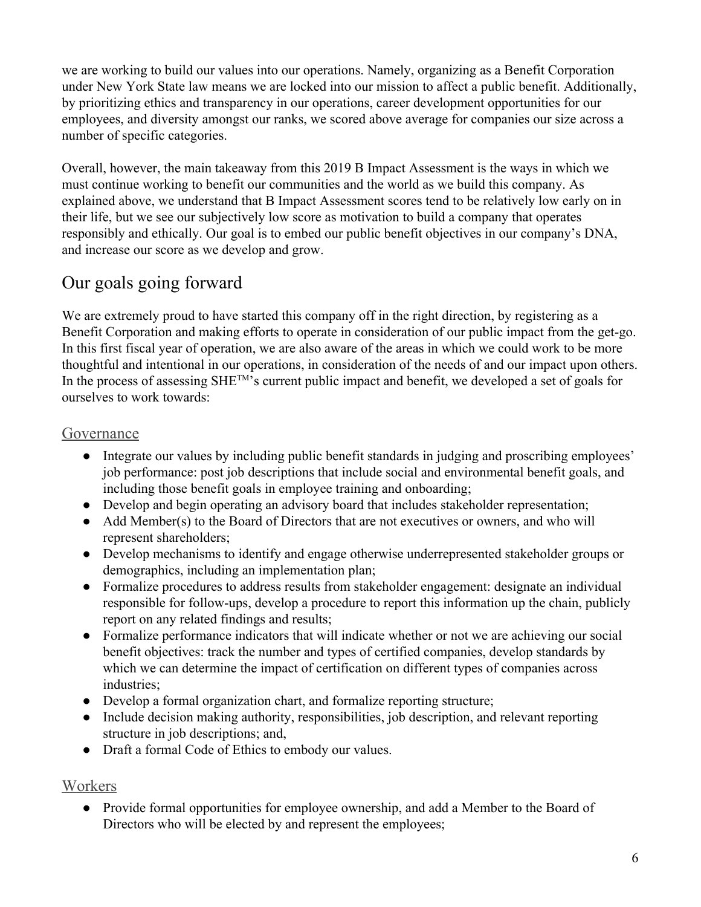we are working to build our values into our operations. Namely, organizing as a Benefit Corporation under New York State law means we are locked into our mission to affect a public benefit. Additionally, by prioritizing ethics and transparency in our operations, career development opportunities for our employees, and diversity amongst our ranks, we scored above average for companies our size across a number of specific categories.

Overall, however, the main takeaway from this 2019 B Impact Assessment is the ways in which we must continue working to benefit our communities and the world as we build this company. As explained above, we understand that B Impact Assessment scores tend to be relatively low early on in their life, but we see our subjectively low score as motivation to build a company that operates responsibly and ethically. Our goal is to embed our public benefit objectives in our company's DNA, and increase our score as we develop and grow.

## Our goals going forward

We are extremely proud to have started this company off in the right direction, by registering as a Benefit Corporation and making efforts to operate in consideration of our public impact from the get-go. In this first fiscal year of operation, we are also aware of the areas in which we could work to be more thoughtful and intentional in our operations, in consideration of the needs of and our impact upon others. In the process of assessing SHE™'s current public impact and benefit, we developed a set of goals for ourselves to work towards:

### Governance

- Integrate our values by including public benefit standards in judging and proscribing employees' job performance: post job descriptions that include social and environmental benefit goals, and including those benefit goals in employee training and onboarding;
- Develop and begin operating an advisory board that includes stakeholder representation;
- Add Member(s) to the Board of Directors that are not executives or owners, and who will represent shareholders;
- Develop mechanisms to identify and engage otherwise underrepresented stakeholder groups or demographics, including an implementation plan;
- Formalize procedures to address results from stakeholder engagement: designate an individual responsible for follow-ups, develop a procedure to report this information up the chain, publicly report on any related findings and results;
- Formalize performance indicators that will indicate whether or not we are achieving our social benefit objectives: track the number and types of certified companies, develop standards by which we can determine the impact of certification on different types of companies across industries;
- Develop a formal organization chart, and formalize reporting structure;
- Include decision making authority, responsibilities, job description, and relevant reporting structure in job descriptions; and,
- Draft a formal Code of Ethics to embody our values.

### Workers

- Provide formal opportunities for employee ownership, and add a Member to the Board of Directors who will be elected by and represent the employees;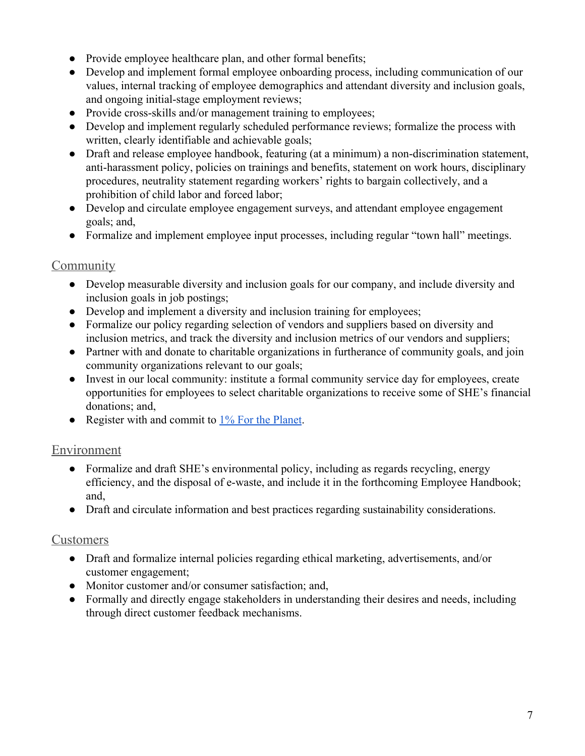- Provide employee healthcare plan, and other formal benefits;
- Develop and implement formal employee onboarding process, including communication of our values, internal tracking of employee demographics and attendant diversity and inclusion goals, and ongoing initial-stage employment reviews;
- Provide cross-skills and/or management training to employees;
- Develop and implement regularly scheduled performance reviews; formalize the process with written, clearly identifiable and achievable goals;
- Draft and release employee handbook, featuring (at a minimum) a non-discrimination statement, anti-harassment policy, policies on trainings and benefits, statement on work hours, disciplinary procedures, neutrality statement regarding workers' rights to bargain collectively, and a prohibition of child labor and forced labor;
- Develop and circulate employee engagement surveys, and attendant employee engagement goals; and,
- Formalize and implement employee input processes, including regular "town hall" meetings.

## Community

- Develop measurable diversity and inclusion goals for our company, and include diversity and inclusion goals in job postings;
- Develop and implement a diversity and inclusion training for employees;
- Formalize our policy regarding selection of vendors and suppliers based on diversity and inclusion metrics, and track the diversity and inclusion metrics of our vendors and suppliers;
- Partner with and donate to charitable organizations in furtherance of community goals, and join community organizations relevant to our goals;
- Invest in our local community: institute a formal community service day for employees, create opportunities for employees to select charitable organizations to receive some of SHE's financial donations; and,
- Register with and commit to [1% For the Planet](#).

## Environment

- Formalize and draft SHE's environmental policy, including as regards recycling, energy efficiency, and the disposal of e-waste, and include it in the forthcoming Employee Handbook; and,
- Draft and circulate information and best practices regarding sustainability considerations.

## Customers

- Draft and formalize internal policies regarding ethical marketing, advertisements, and/or customer engagement;
- Monitor customer and/or consumer satisfaction; and,
- Formally and directly engage stakeholders in understanding their desires and needs, including through direct customer feedback mechanisms.